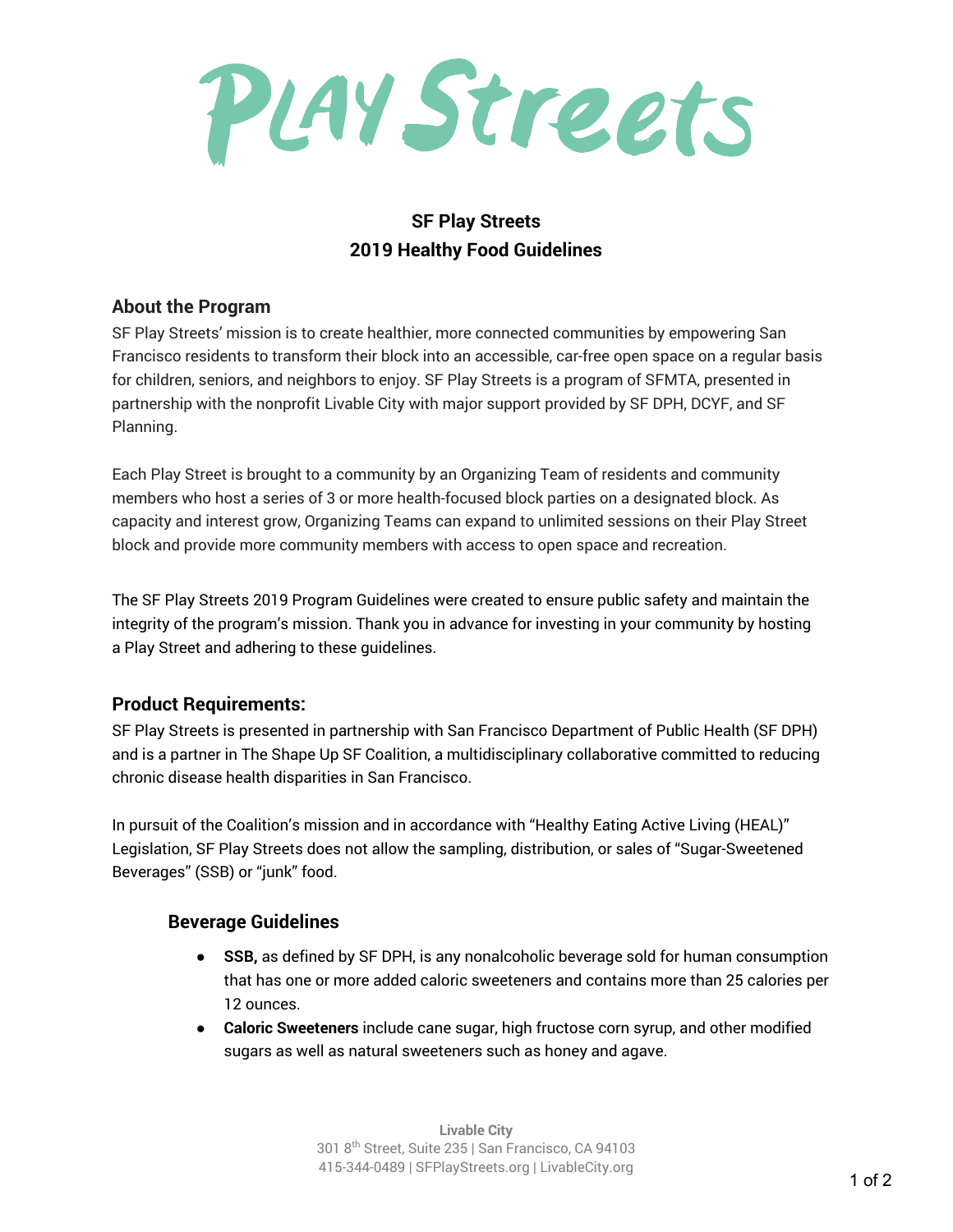# Play Streets

## SF Play Streets
## 2019 Healthy Food Guidelines

### About the Program

SF Play Streets' mission is to create healthier, more connected communities by empowering San Francisco residents to transform their block into an accessible, car-free open space on a regular basis for children, seniors, and neighbors to enjoy. SF Play Streets is a program of SFMTA, presented in partnership with the nonprofit Livable City with major support provided by SF DPH, DCYF, and SF Planning.

Each Play Street is brought to a community by an Organizing Team of residents and community members who host a series of 3 or more health-focused block parties on a designated block. As capacity and interest grow, Organizing Teams can expand to unlimited sessions on their Play Street block and provide more community members with access to open space and recreation.

The SF Play Streets 2019 Program Guidelines were created to ensure public safety and maintain the integrity of the program's mission. Thank you in advance for investing in your community by hosting a Play Street and adhering to these guidelines.

### Product Requirements:

SF Play Streets is presented in partnership with San Francisco Department of Public Health (SF DPH) and is a partner in The Shape Up SF Coalition, a multidisciplinary collaborative committed to reducing chronic disease health disparities in San Francisco.

In pursuit of the Coalition's mission and in accordance with "Healthy Eating Active Living (HEAL)" Legislation, SF Play Streets does not allow the sampling, distribution, or sales of "Sugar-Sweetened Beverages" (SSB) or "junk" food.

#### Beverage Guidelines

- **SSB,** as defined by SF DPH, is any nonalcoholic beverage sold for human consumption that has one or more added caloric sweeteners and contains more than 25 calories per 12 ounces.
- **Caloric Sweeteners** include cane sugar, high fructose corn syrup, and other modified sugars as well as natural sweeteners such as honey and agave.

**Livable City**
301 8th Street, Suite 235 | San Francisco, CA 94103
415-344-0489 | SFPlayStreets.org | LivableCity.org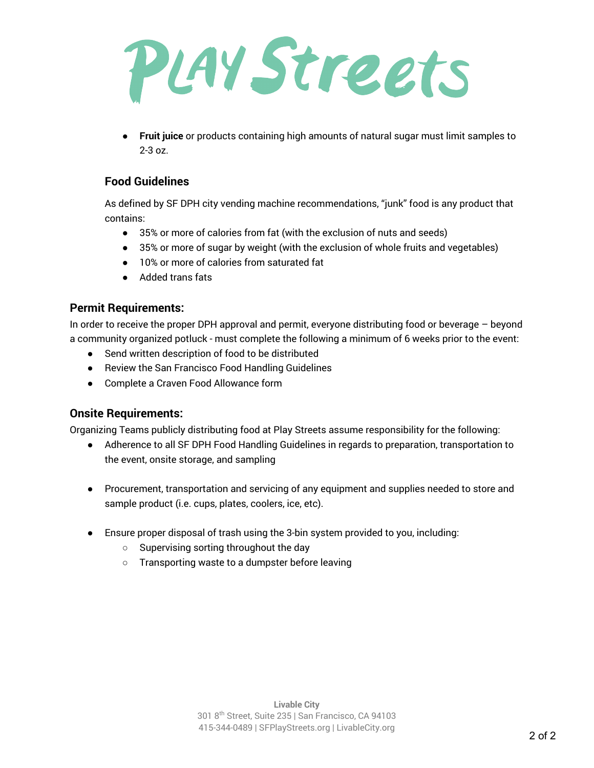- **Fruit juice** or products containing high amounts of natural sugar must limit samples to 2-3 oz.

### Food Guidelines

As defined by SF DPH city vending machine recommendations, "junk" food is any product that contains:

- 35% or more of calories from fat (with the exclusion of nuts and seeds)
- 35% or more of sugar by weight (with the exclusion of whole fruits and vegetables)
- 10% or more of calories from saturated fat
- Added trans fats

## Permit Requirements:

In order to receive the proper DPH approval and permit, everyone distributing food or beverage – beyond a community organized potluck - must complete the following a minimum of 6 weeks prior to the event:

- Send written description of food to be distributed
- Review the San Francisco Food Handling Guidelines
- Complete a Craven Food Allowance form

## Onsite Requirements:

Organizing Teams publicly distributing food at Play Streets assume responsibility for the following:

- Adherence to all SF DPH Food Handling Guidelines in regards to preparation, transportation to the event, onsite storage, and sampling
- Procurement, transportation and servicing of any equipment and supplies needed to store and sample product (i.e. cups, plates, coolers, ice, etc).
- Ensure proper disposal of trash using the 3-bin system provided to you, including:
  - Supervising sorting throughout the day
  - Transporting waste to a dumpster before leaving

**Livable City**
301 8th Street, Suite 235 | San Francisco, CA 94103
415-344-0489 | SFPlayStreets.org | LivableCity.org